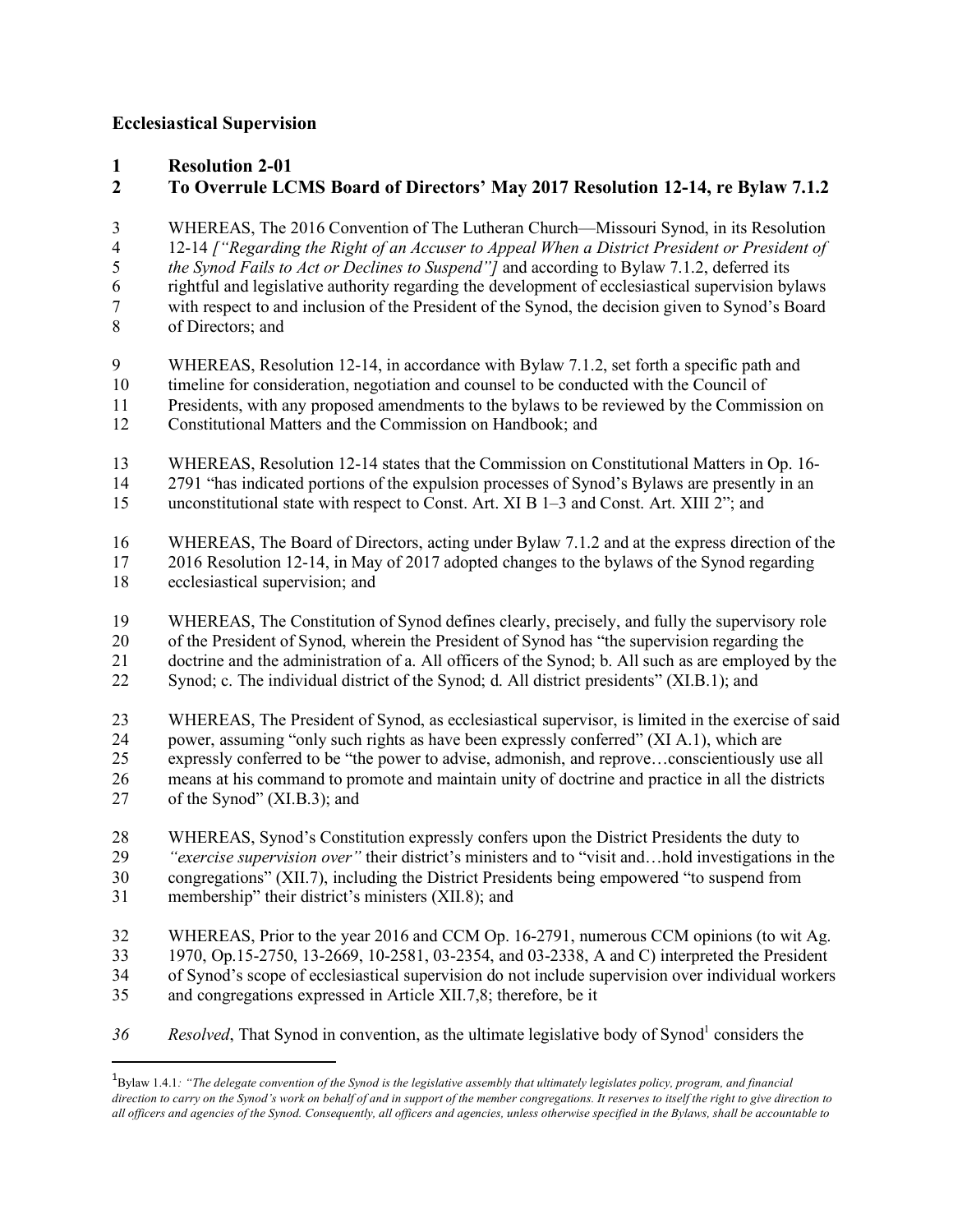## Ecclesiastical Supervision

### Resolution 2-01
### To Overrule LCMS Board of Directors' May 2017 Resolution 12-14, re Bylaw 7.1.2

WHEREAS, The 2016 Convention of The Lutheran Church—Missouri Synod, in its Resolution 12-14 *["Regarding the Right of an Accuser to Appeal When a District President or President of the Synod Fails to Act or Declines to Suspend"]* and according to Bylaw 7.1.2, deferred its rightful and legislative authority regarding the development of ecclesiastical supervision bylaws with respect to and inclusion of the President of the Synod, the decision given to Synod's Board of Directors; and

WHEREAS, Resolution 12-14, in accordance with Bylaw 7.1.2, set forth a specific path and timeline for consideration, negotiation and counsel to be conducted with the Council of Presidents, with any proposed amendments to the bylaws to be reviewed by the Commission on Constitutional Matters and the Commission on Handbook; and

WHEREAS, Resolution 12-14 states that the Commission on Constitutional Matters in Op. 16-2791 "has indicated portions of the expulsion processes of Synod's Bylaws are presently in an unconstitutional state with respect to Const. Art. XI B 1–3 and Const. Art. XIII 2"; and

WHEREAS, The Board of Directors, acting under Bylaw 7.1.2 and at the express direction of the 2016 Resolution 12-14, in May of 2017 adopted changes to the bylaws of the Synod regarding ecclesiastical supervision; and

WHEREAS, The Constitution of Synod defines clearly, precisely, and fully the supervisory role of the President of Synod, wherein the President of Synod has "the supervision regarding the doctrine and the administration of a. All officers of the Synod; b. All such as are employed by the Synod; c. The individual district of the Synod; d. All district presidents" (XI.B.1); and

WHEREAS, The President of Synod, as ecclesiastical supervisor, is limited in the exercise of said power, assuming "only such rights as have been expressly conferred" (XI A.1), which are expressly conferred to be "the power to advise, admonish, and reprove…conscientiously use all means at his command to promote and maintain unity of doctrine and practice in all the districts of the Synod" (XI.B.3); and

WHEREAS, Synod's Constitution expressly confers upon the District Presidents the duty to *"exercise supervision over"* their district's ministers and to "visit and…hold investigations in the congregations" (XII.7), including the District Presidents being empowered "to suspend from membership" their district's ministers (XII.8); and

WHEREAS, Prior to the year 2016 and CCM Op. 16-2791, numerous CCM opinions (to wit Ag. 1970, Op.15-2750, 13-2669, 10-2581, 03-2354, and 03-2338, A and C) interpreted the President of Synod's scope of ecclesiastical supervision do not include supervision over individual workers and congregations expressed in Article XII.7,8; therefore, be it

*Resolved*, That Synod in convention, as the ultimate legislative body of Synod[1] considers the

---

[1] Bylaw 1.4.1*: "The delegate convention of the Synod is the legislative assembly that ultimately legislates policy, program, and financial direction to carry on the Synod's work on behalf of and in support of the member congregations. It reserves to itself the right to give direction to all officers and agencies of the Synod. Consequently, all officers and agencies, unless otherwise specified in the Bylaws, shall be accountable to*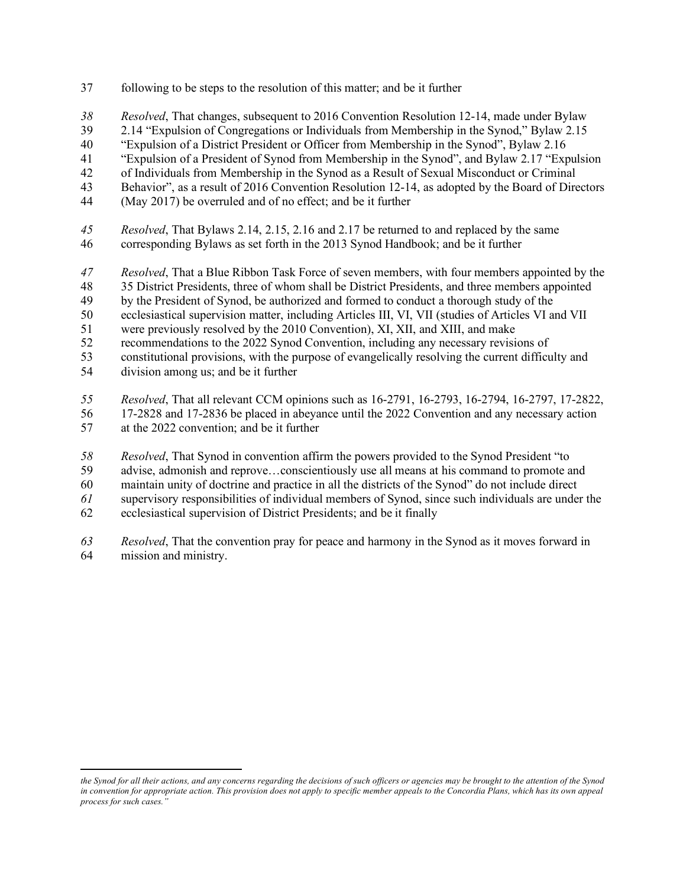following to be steps to the resolution of this matter; and be it further

*Resolved*, That changes, subsequent to 2016 Convention Resolution 12-14, made under Bylaw 2.14 "Expulsion of Congregations or Individuals from Membership in the Synod," Bylaw 2.15 "Expulsion of a District President or Officer from Membership in the Synod", Bylaw 2.16 "Expulsion of a President of Synod from Membership in the Synod", and Bylaw 2.17 "Expulsion of Individuals from Membership in the Synod as a Result of Sexual Misconduct or Criminal Behavior", as a result of 2016 Convention Resolution 12-14, as adopted by the Board of Directors (May 2017) be overruled and of no effect; and be it further

*Resolved*, That Bylaws 2.14, 2.15, 2.16 and 2.17 be returned to and replaced by the same corresponding Bylaws as set forth in the 2013 Synod Handbook; and be it further

*Resolved*, That a Blue Ribbon Task Force of seven members, with four members appointed by the 35 District Presidents, three of whom shall be District Presidents, and three members appointed by the President of Synod, be authorized and formed to conduct a thorough study of the ecclesiastical supervision matter, including Articles III, VI, VII (studies of Articles VI and VII were previously resolved by the 2010 Convention), XI, XII, and XIII, and make recommendations to the 2022 Synod Convention, including any necessary revisions of constitutional provisions, with the purpose of evangelically resolving the current difficulty and division among us; and be it further

*Resolved*, That all relevant CCM opinions such as 16-2791, 16-2793, 16-2794, 16-2797, 17-2822, 17-2828 and 17-2836 be placed in abeyance until the 2022 Convention and any necessary action at the 2022 convention; and be it further

*Resolved*, That Synod in convention affirm the powers provided to the Synod President "to advise, admonish and reprove…conscientiously use all means at his command to promote and maintain unity of doctrine and practice in all the districts of the Synod" do not include direct supervisory responsibilities of individual members of Synod, since such individuals are under the ecclesiastical supervision of District Presidents; and be it finally

*Resolved*, That the convention pray for peace and harmony in the Synod as it moves forward in mission and ministry.

---

*the Synod for all their actions, and any concerns regarding the decisions of such officers or agencies may be brought to the attention of the Synod in convention for appropriate action. This provision does not apply to specific member appeals to the Concordia Plans, which has its own appeal process for such cases."*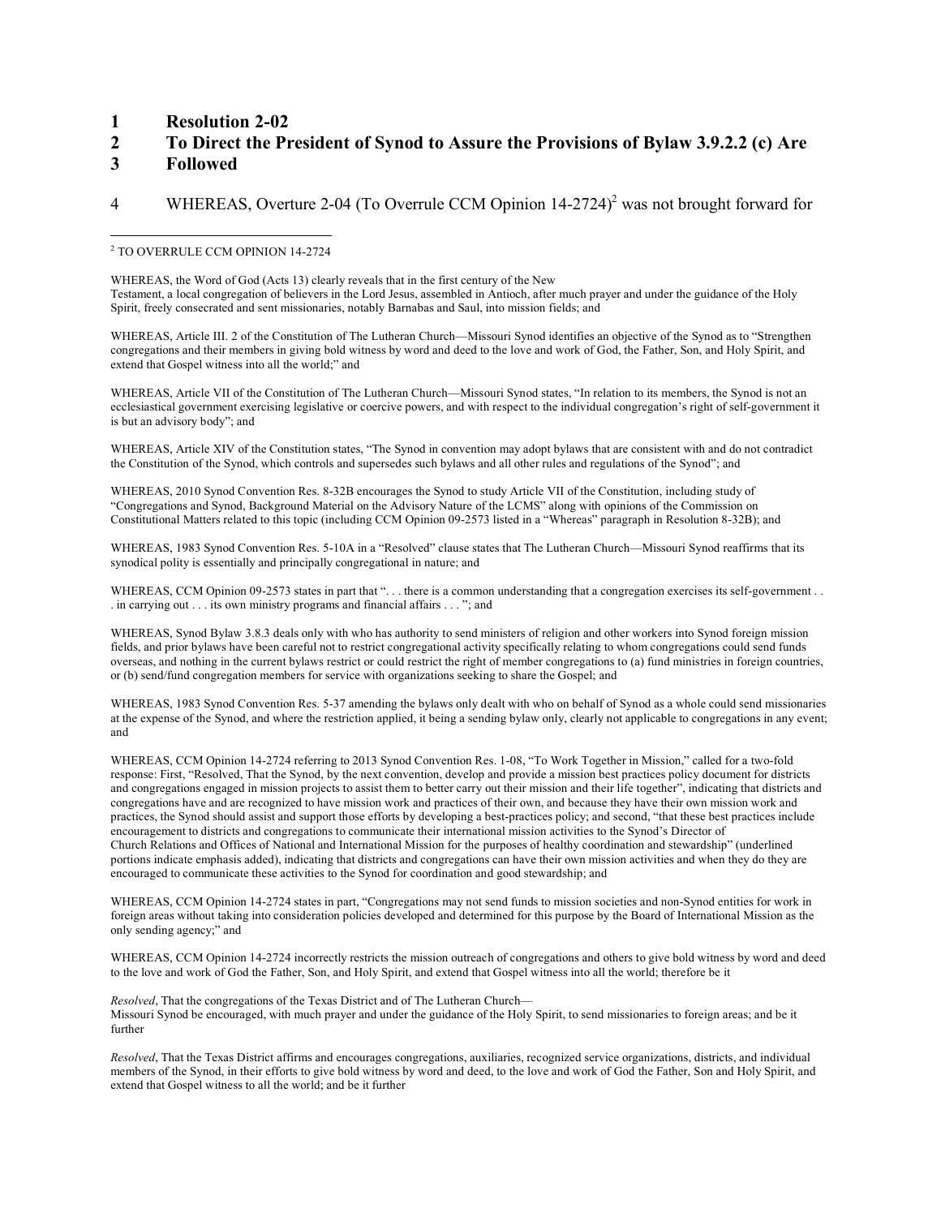1 **Resolution 2-02**

2 **To Direct the President of Synod to Assure the Provisions of Bylaw 3.9.2.2 (c) Are**
3 **Followed**

4 WHEREAS, Overture 2-04 (To Overrule CCM Opinion 14-2724)[2] was not brought forward for

---

[2] TO OVERRULE CCM OPINION 14-2724

WHEREAS, the Word of God (Acts 13) clearly reveals that in the first century of the New Testament, a local congregation of believers in the Lord Jesus, assembled in Antioch, after much prayer and under the guidance of the Holy Spirit, freely consecrated and sent missionaries, notably Barnabas and Saul, into mission fields; and

WHEREAS, Article III. 2 of the Constitution of The Lutheran Church—Missouri Synod identifies an objective of the Synod as to "Strengthen congregations and their members in giving bold witness by word and deed to the love and work of God, the Father, Son, and Holy Spirit, and extend that Gospel witness into all the world;" and

WHEREAS, Article VII of the Constitution of The Lutheran Church—Missouri Synod states, "In relation to its members, the Synod is not an ecclesiastical government exercising legislative or coercive powers, and with respect to the individual congregation's right of self-government it is but an advisory body"; and

WHEREAS, Article XIV of the Constitution states, "The Synod in convention may adopt bylaws that are consistent with and do not contradict the Constitution of the Synod, which controls and supersedes such bylaws and all other rules and regulations of the Synod"; and

WHEREAS, 2010 Synod Convention Res. 8-32B encourages the Synod to study Article VII of the Constitution, including study of "Congregations and Synod, Background Material on the Advisory Nature of the LCMS" along with opinions of the Commission on Constitutional Matters related to this topic (including CCM Opinion 09-2573 listed in a "Whereas" paragraph in Resolution 8-32B); and

WHEREAS, 1983 Synod Convention Res. 5-10A in a "Resolved" clause states that The Lutheran Church—Missouri Synod reaffirms that its synodical polity is essentially and principally congregational in nature; and

WHEREAS, CCM Opinion 09-2573 states in part that ". . . there is a common understanding that a congregation exercises its self-government . . . in carrying out . . . its own ministry programs and financial affairs . . . "; and

WHEREAS, Synod Bylaw 3.8.3 deals only with who has authority to send ministers of religion and other workers into Synod foreign mission fields, and prior bylaws have been careful not to restrict congregational activity specifically relating to whom congregations could send funds overseas, and nothing in the current bylaws restrict or could restrict the right of member congregations to (a) fund ministries in foreign countries, or (b) send/fund congregation members for service with organizations seeking to share the Gospel; and

WHEREAS, 1983 Synod Convention Res. 5-37 amending the bylaws only dealt with who on behalf of Synod as a whole could send missionaries at the expense of the Synod, and where the restriction applied, it being a sending bylaw only, clearly not applicable to congregations in any event; and

WHEREAS, CCM Opinion 14-2724 referring to 2013 Synod Convention Res. 1-08, "To Work Together in Mission," called for a two-fold response: First, "Resolved, That the Synod, by the next convention, develop and provide a mission best practices policy document for districts and congregations engaged in mission projects to assist them to better carry out their mission and their life together", indicating that districts and congregations have and are recognized to have mission work and practices of their own, and because they have their own mission work and practices, the Synod should assist and support those efforts by developing a best-practices policy; and second, "that these best practices include encouragement to districts and congregations to communicate their international mission activities to the Synod's Director of Church Relations and Offices of National and International Mission for the purposes of healthy coordination and stewardship" (underlined portions indicate emphasis added), indicating that districts and congregations can have their own mission activities and when they do they are encouraged to communicate these activities to the Synod for coordination and good stewardship; and

WHEREAS, CCM Opinion 14-2724 states in part, "Congregations may not send funds to mission societies and non-Synod entities for work in foreign areas without taking into consideration policies developed and determined for this purpose by the Board of International Mission as the only sending agency;" and

WHEREAS, CCM Opinion 14-2724 incorrectly restricts the mission outreach of congregations and others to give bold witness by word and deed to the love and work of God the Father, Son, and Holy Spirit, and extend that Gospel witness into all the world; therefore be it

*Resolved*, That the congregations of the Texas District and of The Lutheran Church—Missouri Synod be encouraged, with much prayer and under the guidance of the Holy Spirit, to send missionaries to foreign areas; and be it further

*Resolved*, That the Texas District affirms and encourages congregations, auxiliaries, recognized service organizations, districts, and individual members of the Synod, in their efforts to give bold witness by word and deed, to the love and work of God the Father, Son and Holy Spirit, and extend that Gospel witness to all the world; and be it further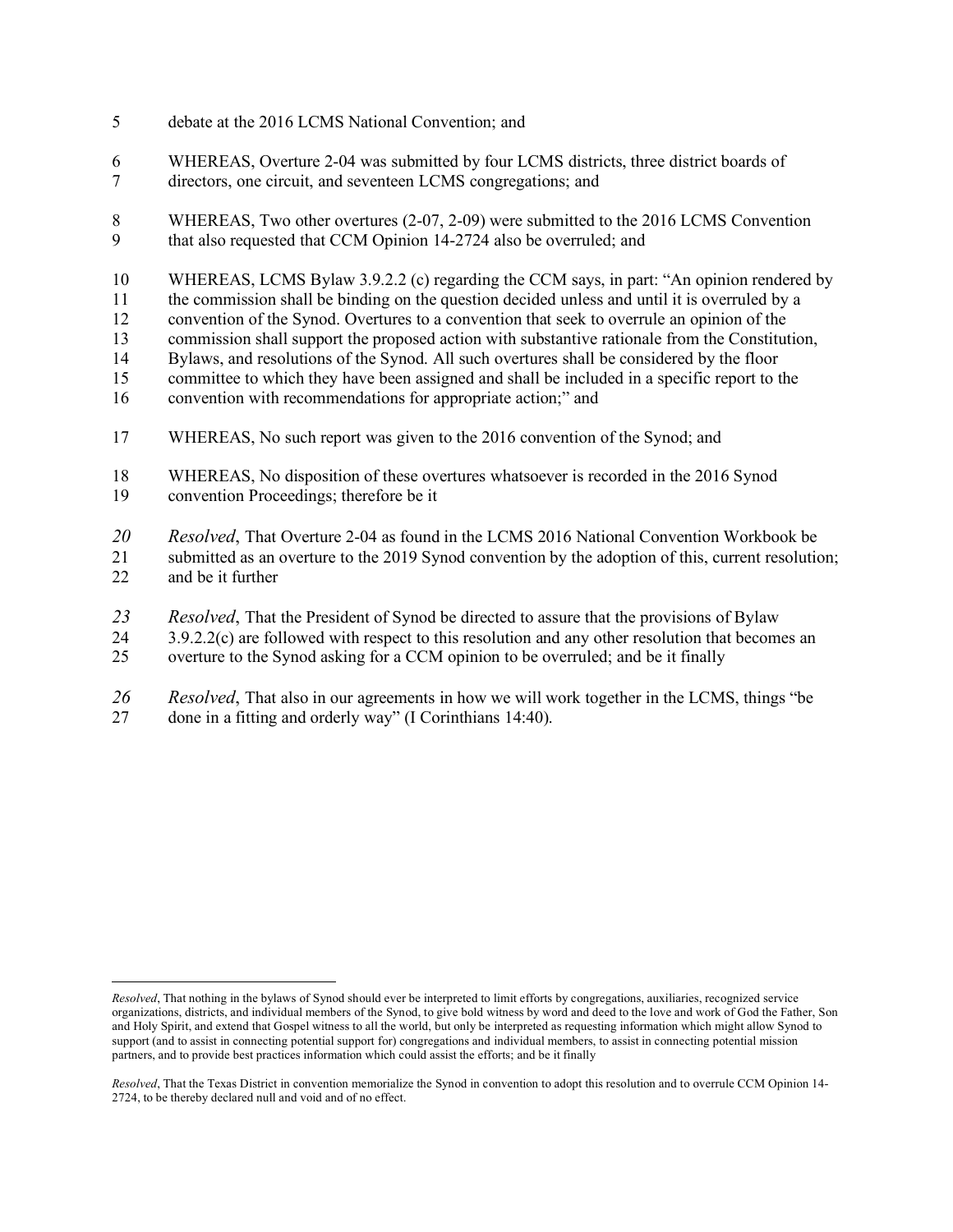debate at the 2016 LCMS National Convention; and

WHEREAS, Overture 2-04 was submitted by four LCMS districts, three district boards of directors, one circuit, and seventeen LCMS congregations; and

WHEREAS, Two other overtures (2-07, 2-09) were submitted to the 2016 LCMS Convention that also requested that CCM Opinion 14-2724 also be overruled; and

WHEREAS, LCMS Bylaw 3.9.2.2 (c) regarding the CCM says, in part: "An opinion rendered by the commission shall be binding on the question decided unless and until it is overruled by a convention of the Synod. Overtures to a convention that seek to overrule an opinion of the commission shall support the proposed action with substantive rationale from the Constitution, Bylaws, and resolutions of the Synod. All such overtures shall be considered by the floor committee to which they have been assigned and shall be included in a specific report to the convention with recommendations for appropriate action;" and

WHEREAS, No such report was given to the 2016 convention of the Synod; and

WHEREAS, No disposition of these overtures whatsoever is recorded in the 2016 Synod convention Proceedings; therefore be it

*Resolved*, That Overture 2-04 as found in the LCMS 2016 National Convention Workbook be submitted as an overture to the 2019 Synod convention by the adoption of this, current resolution; and be it further

*Resolved*, That the President of Synod be directed to assure that the provisions of Bylaw 3.9.2.2(c) are followed with respect to this resolution and any other resolution that becomes an overture to the Synod asking for a CCM opinion to be overruled; and be it finally

*Resolved*, That also in our agreements in how we will work together in the LCMS, things "be done in a fitting and orderly way" (I Corinthians 14:40).

---

*Resolved*, That nothing in the bylaws of Synod should ever be interpreted to limit efforts by congregations, auxiliaries, recognized service organizations, districts, and individual members of the Synod, to give bold witness by word and deed to the love and work of God the Father, Son and Holy Spirit, and extend that Gospel witness to all the world, but only be interpreted as requesting information which might allow Synod to support (and to assist in connecting potential support for) congregations and individual members, to assist in connecting potential mission partners, and to provide best practices information which could assist the efforts; and be it finally

*Resolved*, That the Texas District in convention memorialize the Synod in convention to adopt this resolution and to overrule CCM Opinion 14-2724, to be thereby declared null and void and of no effect.